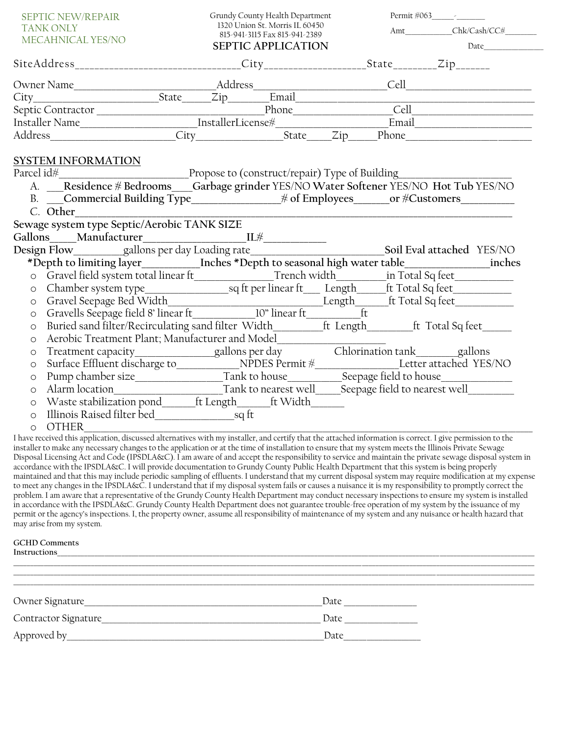SEPTIC NEW/REPAIR
TANK ONLY
MECAHNICAL YES/NO

Grundy County Health Department
1320 Union St. Morris IL 60450
815-941-3115 Fax 815-941-2389

# SEPTIC APPLICATION

Permit #063_____-_______

Amt___________Chk/Cash/CC#________

Date_______________

SiteAddress______________________________City__________________State_______Zip______

Owner Name___________________________Address_________________________Cell________________________

City________________________State_____Zip________Email______________________________________________

Septic Contractor _______________________________Phone___________________Cell______________________

Installer Name_____________________InstallerLicense#___________________Email______________________

Address_______________________City________________State____Zip_____Phone_______________________

## SYSTEM INFORMATION

Parcel id#________________________Propose to (construct/repair) Type of Building______________________

A. ___**Residence # Bedrooms**____**Garbage grinder** YES/NO **Water Softener** YES/NO **Hot Tub** YES/NO
B. ___**Commercial Building Type**_________________**# of Employees**______**or #Customers**__________
C. **Other**__________________________________________________________________________________

**Sewage system type Septic/Aerobic TANK SIZE**

**Gallons**_____**Manufacturer**___________________**IL#**____________

**Design Flow**_________gallons per day Loading rate__________________________**Soil Eval attached** YES/NO

**\*Depth to limiting layer**__________**Inches \*Depth to seasonal high water table**_______________**inches**

- Gravel field system total linear ft_______________Trench width_________in Total Sq feet___________
- Chamber system type_______________sq ft per linear ft___ Length_____ft Total Sq feet___________
- Gravel Seepage Bed Width____________________________Length______ft Total Sq feet___________
- Gravells Seepage field 8' linear ft_____________10" linear ft__________ft
- Buried sand filter/Recirculating sand filter Width__________ft Length_________ft Total Sq feet______
- Aerobic Treatment Plant; Manufacturer and Model_____________________
- Treatment capacity_______________gallons per day Chlorination tank________gallons
- Surface Effluent discharge to____________NPDES Permit #________________Letter attached YES/NO
- Pump chamber size_________________Tank to house__________Seepage field to house______________
- Alarm location____________________Tank to nearest well_____Seepage field to nearest well_________
- Waste stabilization pond______ft Length______ft Width______
- Illinois Raised filter bed________________sq ft
- OTHER____________________________________________________________________________________

I have received this application, discussed alternatives with my installer, and certify that the attached information is correct. I give permission to the installer to make any necessary changes to the application or at the time of installation to ensure that my system meets the Illinois Private Sewage Disposal Licensing Act and Code (IPSDLA&C). I am aware of and accept the responsibility to service and maintain the private sewage disposal system in accordance with the IPSDLA&C. I will provide documentation to Grundy County Public Health Department that this system is being properly maintained and that this may include periodic sampling of effluents. I understand that my current disposal system may require modification at my expense to meet any changes in the IPSDLA&C. I understand that if my disposal system fails or causes a nuisance it is my responsibility to promptly correct the problem. I am aware that a representative of the Grundy County Health Department may conduct necessary inspections to ensure my system is installed in accordance with the IPSDLA&C. Grundy County Health Department does not guarantee trouble-free operation of my system by the issuance of my permit or the agency's inspections. I, the property owner, assume all responsibility of maintenance of my system and any nuisance or health hazard that may arise from my system.

**GCHD Comments**
**Instructions**_________________________________________________________________________________________
____________________________________________________________________________________________________
____________________________________________________________________________________________________
____________________________________________________________________________________________________

Owner Signature_____________________________________________Date _______________

Contractor Signature_________________________________________ Date _______________

Approved by_________________________________________________Date________________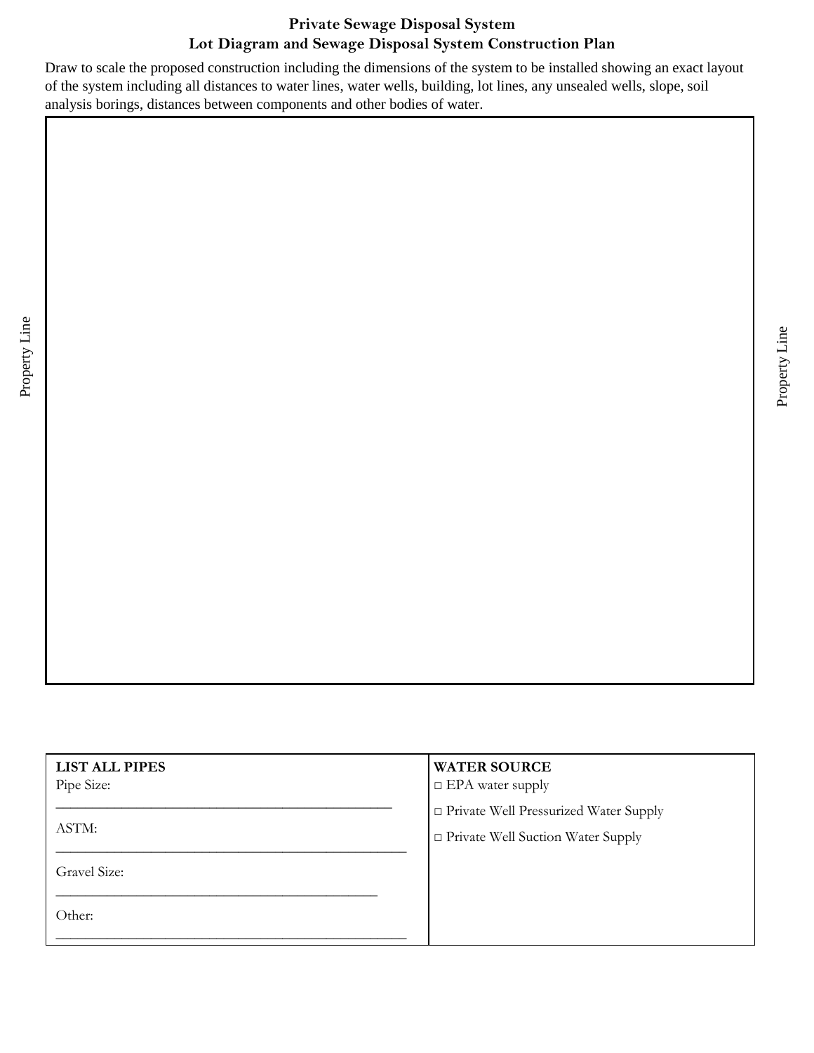# Private Sewage Disposal System
## Lot Diagram and Sewage Disposal System Construction Plan

Draw to scale the proposed construction including the dimensions of the system to be installed showing an exact layout of the system including all distances to water lines, water wells, building, lot lines, any unsealed wells, slope, soil analysis borings, distances between components and other bodies of water.

Property Line

Property Line

| **LIST ALL PIPES** | **WATER SOURCE** |
| --- | --- |
| Pipe Size: ______________________________ | □ EPA water supply |
| ASTM: ______________________________ | □ Private Well Pressurized Water Supply |
| Gravel Size: ______________________________ | □ Private Well Suction Water Supply |
| Other: ______________________________ | |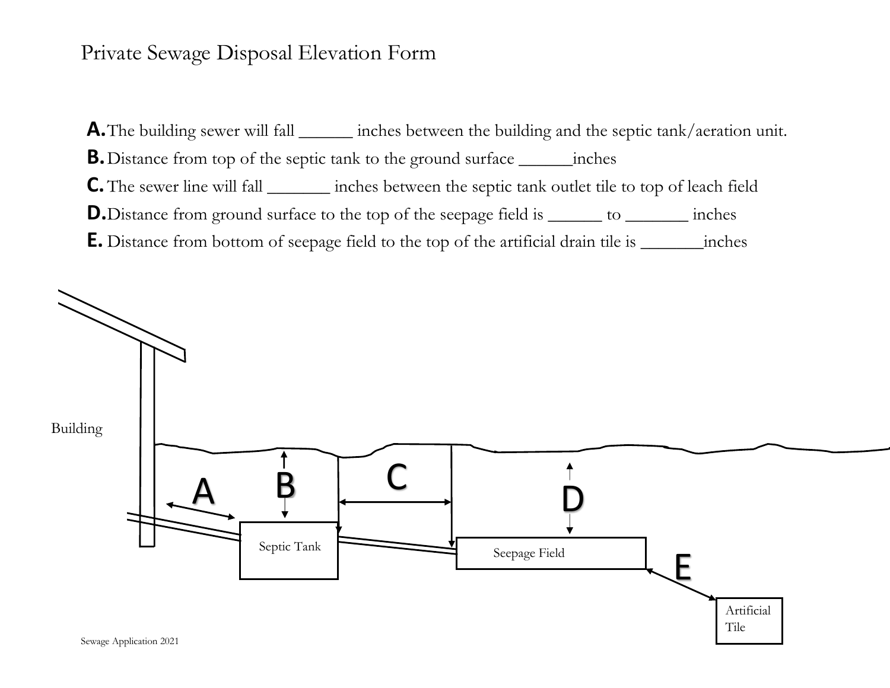# Private Sewage Disposal Elevation Form

**A.** The building sewer will fall ______ inches between the building and the septic tank/aeration unit.

**B.** Distance from top of the septic tank to the ground surface ______inches

**C.** The sewer line will fall _______ inches between the septic tank outlet tile to top of leach field

**D.** Distance from ground surface to the top of the seepage field is ______ to _______ inches

**E.** Distance from bottom of seepage field to the top of the artificial drain tile is _______inches

Building

A B C D

Septic Tank

Seepage Field

E

Artificial Tile

Sewage Application 2021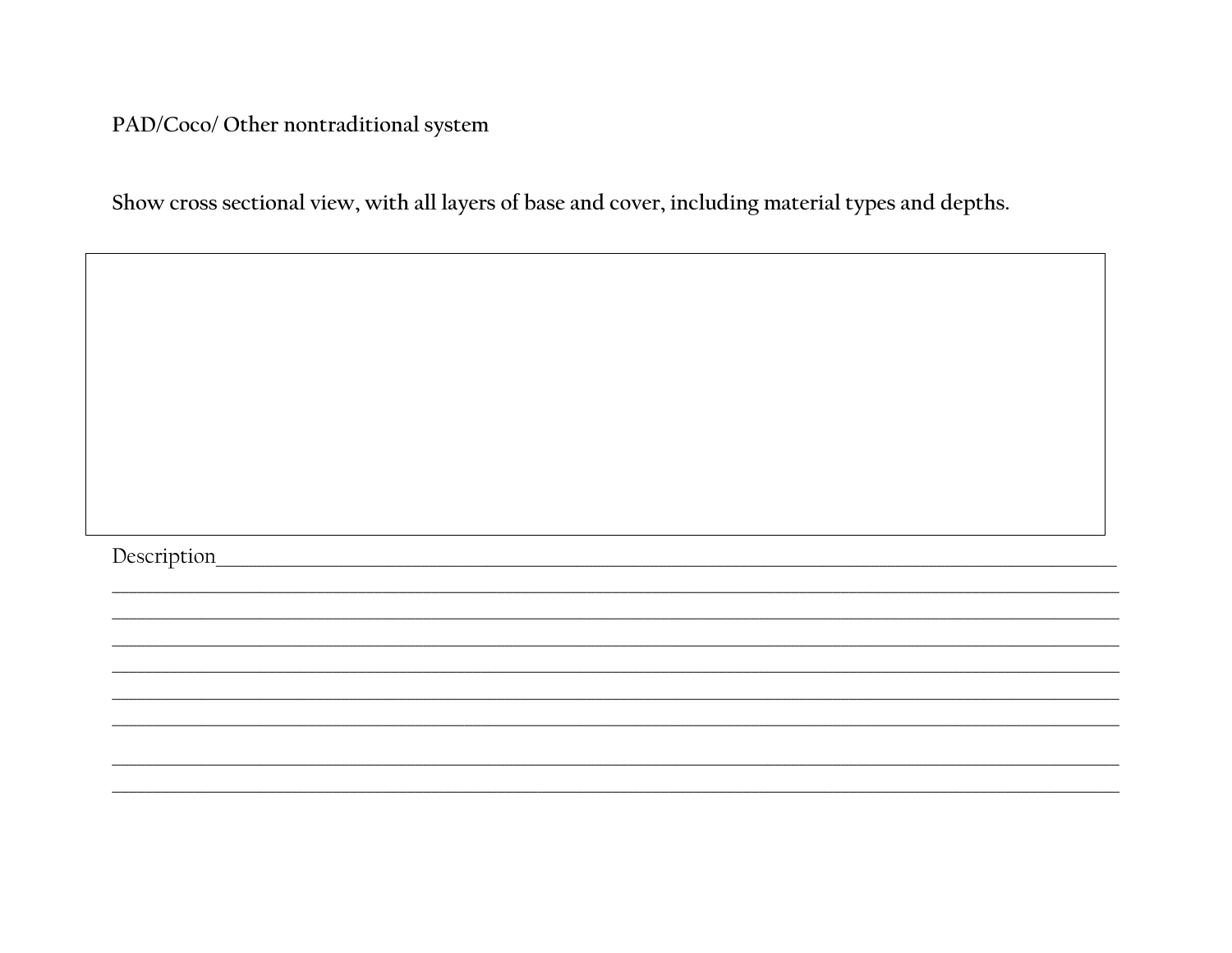**PAD/Coco/ Other nontraditional system**

**Show cross sectional view, with all layers of base and cover, including material types and depths.**

Description\_\_\_\_\_\_\_\_\_\_\_\_\_\_\_\_\_\_\_\_\_\_\_\_\_\_\_\_\_\_\_\_\_\_\_\_\_\_\_\_\_\_\_\_\_\_\_\_\_\_\_\_\_\_\_\_\_\_\_\_\_\_\_\_\_\_\_\_\_\_\_\_\_\_\_\_\_\_